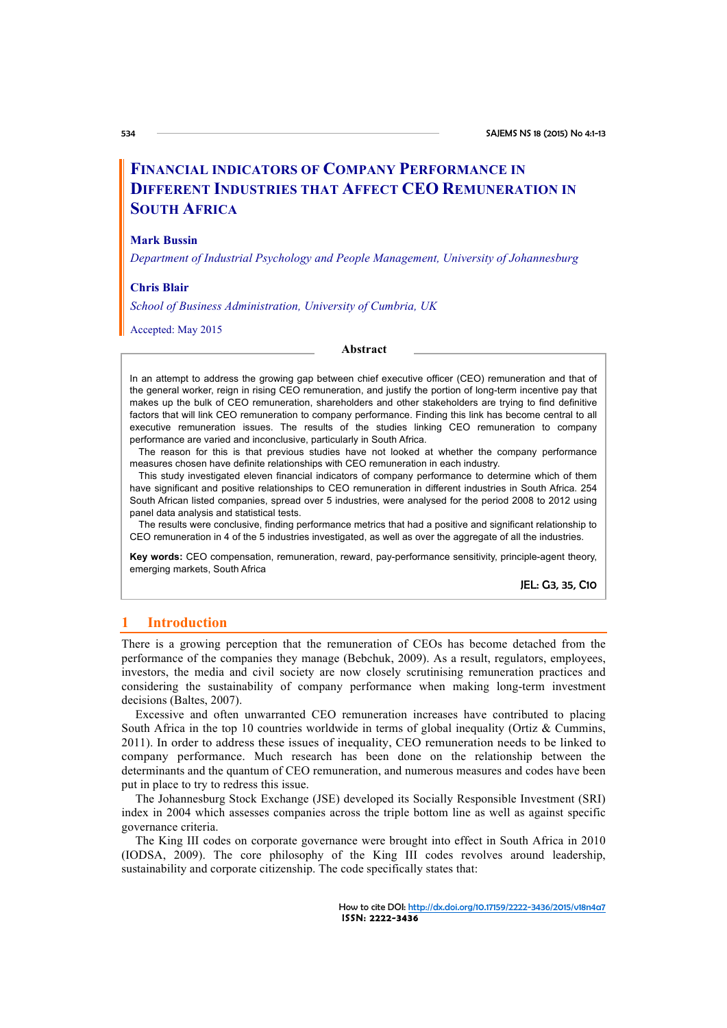# Financial Indicators of Company Performance in Different Industries that Affect CEO Remuneration in South Africa

**Mark Bussin**

*Department of Industrial Psychology and People Management, University of Johannesburg*

**Chris Blair**

*School of Business Administration, University of Cumbria, UK*

Accepted: May 2015

## Abstract

In an attempt to address the growing gap between chief executive officer (CEO) remuneration and that of the general worker, reign in rising CEO remuneration, and justify the portion of long-term incentive pay that makes up the bulk of CEO remuneration, shareholders and other stakeholders are trying to find definitive factors that will link CEO remuneration to company performance. Finding this link has become central to all executive remuneration issues. The results of the studies linking CEO remuneration to company performance are varied and inconclusive, particularly in South Africa.

The reason for this is that previous studies have not looked at whether the company performance measures chosen have definite relationships with CEO remuneration in each industry.

This study investigated eleven financial indicators of company performance to determine which of them have significant and positive relationships to CEO remuneration in different industries in South Africa. 254 South African listed companies, spread over 5 industries, were analysed for the period 2008 to 2012 using panel data analysis and statistical tests.

The results were conclusive, finding performance metrics that had a positive and significant relationship to CEO remuneration in 4 of the 5 industries investigated, as well as over the aggregate of all the industries.

**Key words:** CEO compensation, remuneration, reward, pay-performance sensitivity, principle-agent theory, emerging markets, South Africa

JEL: G3, 35, C10

## 1 Introduction

There is a growing perception that the remuneration of CEOs has become detached from the performance of the companies they manage (Bebchuk, 2009). As a result, regulators, employees, investors, the media and civil society are now closely scrutinising remuneration practices and considering the sustainability of company performance when making long-term investment decisions (Baltes, 2007).

Excessive and often unwarranted CEO remuneration increases have contributed to placing South Africa in the top 10 countries worldwide in terms of global inequality (Ortiz & Cummins, 2011). In order to address these issues of inequality, CEO remuneration needs to be linked to company performance. Much research has been done on the relationship between the determinants and the quantum of CEO remuneration, and numerous measures and codes have been put in place to try to redress this issue.

The Johannesburg Stock Exchange (JSE) developed its Socially Responsible Investment (SRI) index in 2004 which assesses companies across the triple bottom line as well as against specific governance criteria.

The King III codes on corporate governance were brought into effect in South Africa in 2010 (IODSA, 2009). The core philosophy of the King III codes revolves around leadership, sustainability and corporate citizenship. The code specifically states that:

How to cite DOI: http://dx.doi.org/10.17159/2222-3436/2015/v18n4a7
ISSN: 2222-3436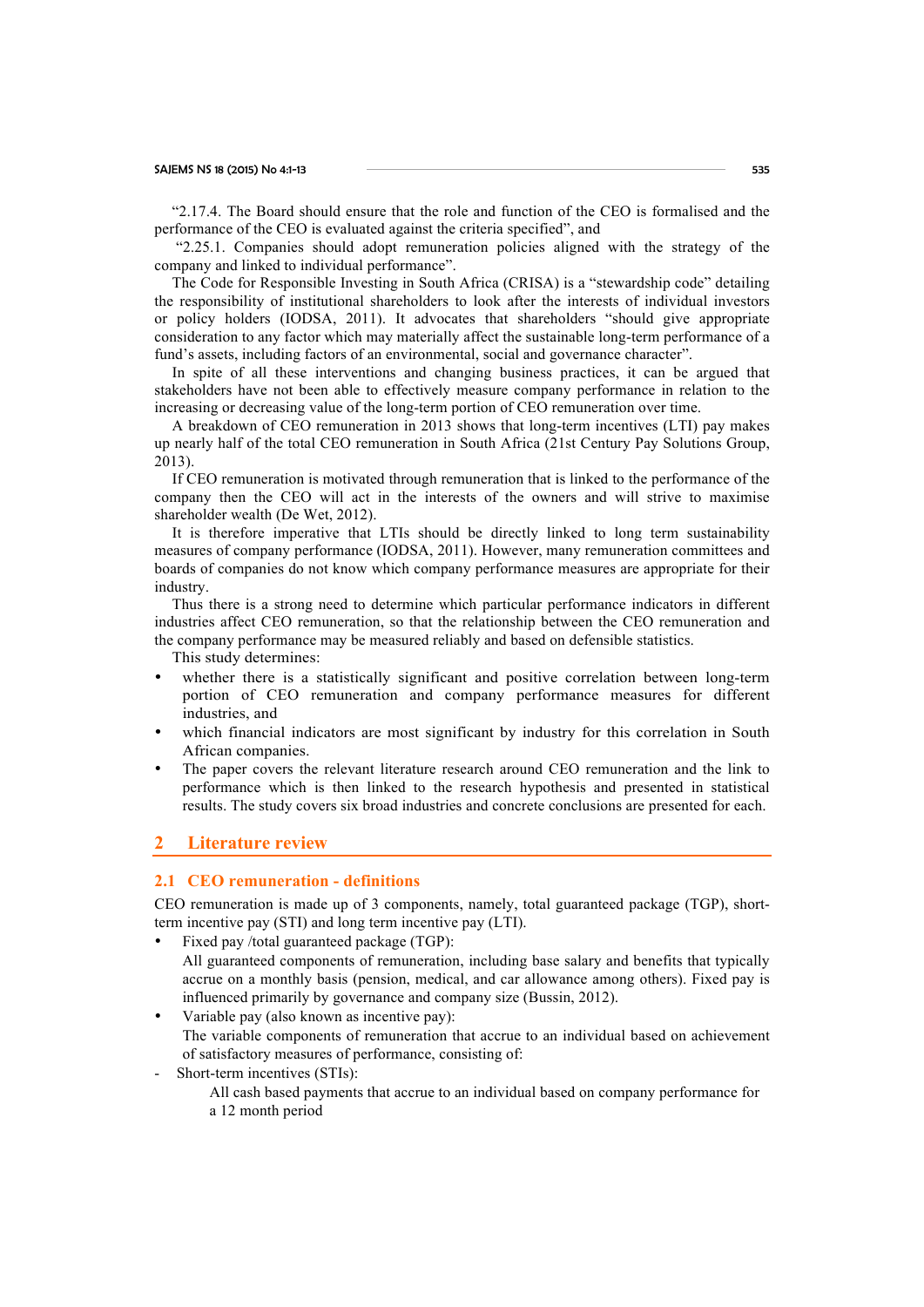"2.17.4. The Board should ensure that the role and function of the CEO is formalised and the performance of the CEO is evaluated against the criteria specified", and

"2.25.1. Companies should adopt remuneration policies aligned with the strategy of the company and linked to individual performance".

The Code for Responsible Investing in South Africa (CRISA) is a "stewardship code" detailing the responsibility of institutional shareholders to look after the interests of individual investors or policy holders (IODSA, 2011). It advocates that shareholders "should give appropriate consideration to any factor which may materially affect the sustainable long-term performance of a fund's assets, including factors of an environmental, social and governance character".

In spite of all these interventions and changing business practices, it can be argued that stakeholders have not been able to effectively measure company performance in relation to the increasing or decreasing value of the long-term portion of CEO remuneration over time.

A breakdown of CEO remuneration in 2013 shows that long-term incentives (LTI) pay makes up nearly half of the total CEO remuneration in South Africa (21st Century Pay Solutions Group, 2013).

If CEO remuneration is motivated through remuneration that is linked to the performance of the company then the CEO will act in the interests of the owners and will strive to maximise shareholder wealth (De Wet, 2012).

It is therefore imperative that LTIs should be directly linked to long term sustainability measures of company performance (IODSA, 2011). However, many remuneration committees and boards of companies do not know which company performance measures are appropriate for their industry.

Thus there is a strong need to determine which particular performance indicators in different industries affect CEO remuneration, so that the relationship between the CEO remuneration and the company performance may be measured reliably and based on defensible statistics.

This study determines:

- whether there is a statistically significant and positive correlation between long-term portion of CEO remuneration and company performance measures for different industries, and
- which financial indicators are most significant by industry for this correlation in South African companies.
- The paper covers the relevant literature research around CEO remuneration and the link to performance which is then linked to the research hypothesis and presented in statistical results. The study covers six broad industries and concrete conclusions are presented for each.

## 2 Literature review

### 2.1 CEO remuneration - definitions

CEO remuneration is made up of 3 components, namely, total guaranteed package (TGP), short-term incentive pay (STI) and long term incentive pay (LTI).

- Fixed pay /total guaranteed package (TGP):
  All guaranteed components of remuneration, including base salary and benefits that typically accrue on a monthly basis (pension, medical, and car allowance among others). Fixed pay is influenced primarily by governance and company size (Bussin, 2012).
- Variable pay (also known as incentive pay):
  The variable components of remuneration that accrue to an individual based on achievement of satisfactory measures of performance, consisting of:

- Short-term incentives (STIs):
  All cash based payments that accrue to an individual based on company performance for a 12 month period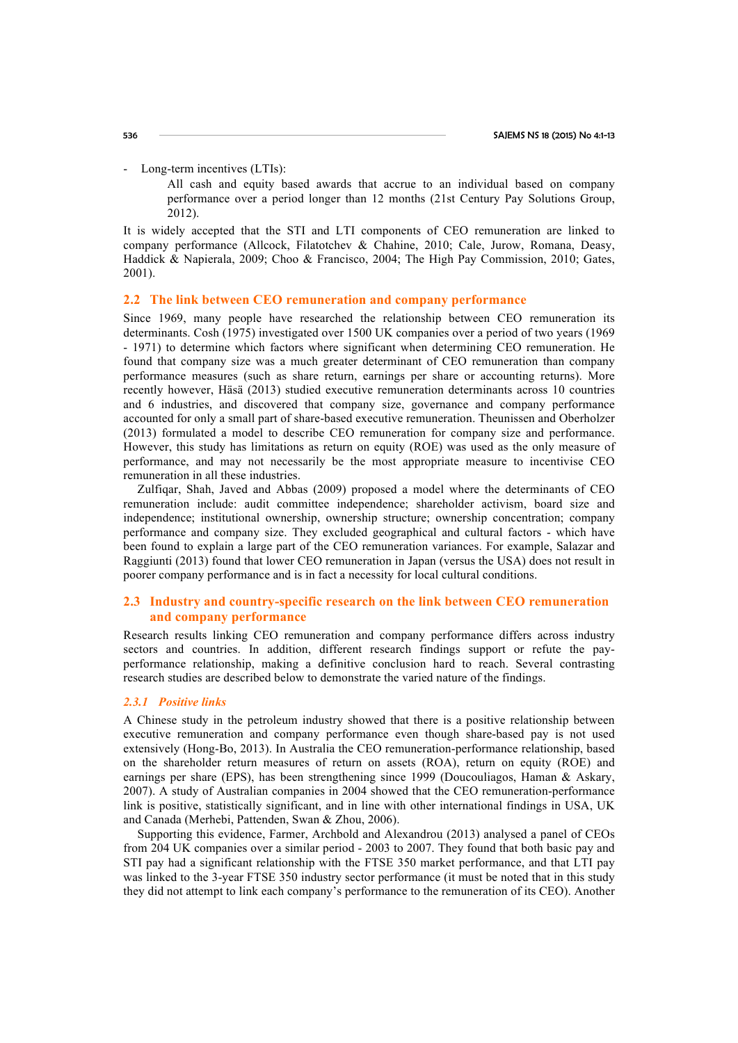- Long-term incentives (LTIs):

  All cash and equity based awards that accrue to an individual based on company performance over a period longer than 12 months (21st Century Pay Solutions Group, 2012).

It is widely accepted that the STI and LTI components of CEO remuneration are linked to company performance (Allcock, Filatotchev & Chahine, 2010; Cale, Jurow, Romana, Deasy, Haddick & Napierala, 2009; Choo & Francisco, 2004; The High Pay Commission, 2010; Gates, 2001).

## 2.2 The link between CEO remuneration and company performance

Since 1969, many people have researched the relationship between CEO remuneration its determinants. Cosh (1975) investigated over 1500 UK companies over a period of two years (1969 - 1971) to determine which factors where significant when determining CEO remuneration. He found that company size was a much greater determinant of CEO remuneration than company performance measures (such as share return, earnings per share or accounting returns). More recently however, Häsä (2013) studied executive remuneration determinants across 10 countries and 6 industries, and discovered that company size, governance and company performance accounted for only a small part of share-based executive remuneration. Theunissen and Oberholzer (2013) formulated a model to describe CEO remuneration for company size and performance. However, this study has limitations as return on equity (ROE) was used as the only measure of performance, and may not necessarily be the most appropriate measure to incentivise CEO remuneration in all these industries.

Zulfiqar, Shah, Javed and Abbas (2009) proposed a model where the determinants of CEO remuneration include: audit committee independence; shareholder activism, board size and independence; institutional ownership, ownership structure; ownership concentration; company performance and company size. They excluded geographical and cultural factors - which have been found to explain a large part of the CEO remuneration variances. For example, Salazar and Raggiunti (2013) found that lower CEO remuneration in Japan (versus the USA) does not result in poorer company performance and is in fact a necessity for local cultural conditions.

## 2.3 Industry and country-specific research on the link between CEO remuneration and company performance

Research results linking CEO remuneration and company performance differs across industry sectors and countries. In addition, different research findings support or refute the pay-performance relationship, making a definitive conclusion hard to reach. Several contrasting research studies are described below to demonstrate the varied nature of the findings.

### *2.3.1 Positive links*

A Chinese study in the petroleum industry showed that there is a positive relationship between executive remuneration and company performance even though share-based pay is not used extensively (Hong-Bo, 2013). In Australia the CEO remuneration-performance relationship, based on the shareholder return measures of return on assets (ROA), return on equity (ROE) and earnings per share (EPS), has been strengthening since 1999 (Doucouliagos, Haman & Askary, 2007). A study of Australian companies in 2004 showed that the CEO remuneration-performance link is positive, statistically significant, and in line with other international findings in USA, UK and Canada (Merhebi, Pattenden, Swan & Zhou, 2006).

Supporting this evidence, Farmer, Archbold and Alexandrou (2013) analysed a panel of CEOs from 204 UK companies over a similar period - 2003 to 2007. They found that both basic pay and STI pay had a significant relationship with the FTSE 350 market performance, and that LTI pay was linked to the 3-year FTSE 350 industry sector performance (it must be noted that in this study they did not attempt to link each company's performance to the remuneration of its CEO). Another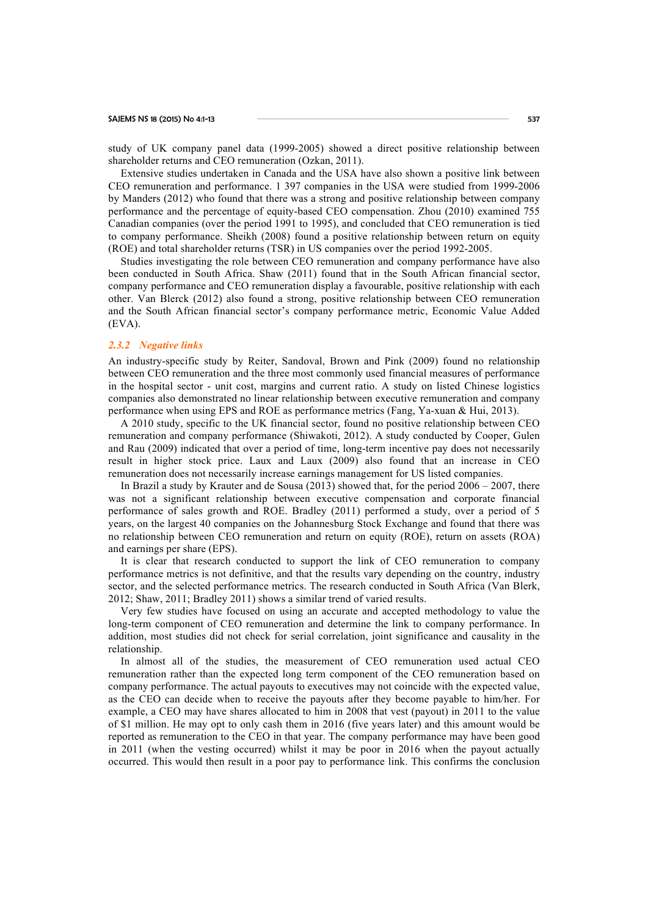study of UK company panel data (1999-2005) showed a direct positive relationship between shareholder returns and CEO remuneration (Ozkan, 2011).

Extensive studies undertaken in Canada and the USA have also shown a positive link between CEO remuneration and performance. 1 397 companies in the USA were studied from 1999-2006 by Manders (2012) who found that there was a strong and positive relationship between company performance and the percentage of equity-based CEO compensation. Zhou (2010) examined 755 Canadian companies (over the period 1991 to 1995), and concluded that CEO remuneration is tied to company performance. Sheikh (2008) found a positive relationship between return on equity (ROE) and total shareholder returns (TSR) in US companies over the period 1992-2005.

Studies investigating the role between CEO remuneration and company performance have also been conducted in South Africa. Shaw (2011) found that in the South African financial sector, company performance and CEO remuneration display a favourable, positive relationship with each other. Van Blerck (2012) also found a strong, positive relationship between CEO remuneration and the South African financial sector's company performance metric, Economic Value Added (EVA).

### *2.3.2 Negative links*

An industry-specific study by Reiter, Sandoval, Brown and Pink (2009) found no relationship between CEO remuneration and the three most commonly used financial measures of performance in the hospital sector - unit cost, margins and current ratio. A study on listed Chinese logistics companies also demonstrated no linear relationship between executive remuneration and company performance when using EPS and ROE as performance metrics (Fang, Ya-xuan & Hui, 2013).

A 2010 study, specific to the UK financial sector, found no positive relationship between CEO remuneration and company performance (Shiwakoti, 2012). A study conducted by Cooper, Gulen and Rau (2009) indicated that over a period of time, long-term incentive pay does not necessarily result in higher stock price. Laux and Laux (2009) also found that an increase in CEO remuneration does not necessarily increase earnings management for US listed companies.

In Brazil a study by Krauter and de Sousa (2013) showed that, for the period 2006 – 2007, there was not a significant relationship between executive compensation and corporate financial performance of sales growth and ROE. Bradley (2011) performed a study, over a period of 5 years, on the largest 40 companies on the Johannesburg Stock Exchange and found that there was no relationship between CEO remuneration and return on equity (ROE), return on assets (ROA) and earnings per share (EPS).

It is clear that research conducted to support the link of CEO remuneration to company performance metrics is not definitive, and that the results vary depending on the country, industry sector, and the selected performance metrics. The research conducted in South Africa (Van Blerk, 2012; Shaw, 2011; Bradley 2011) shows a similar trend of varied results.

Very few studies have focused on using an accurate and accepted methodology to value the long-term component of CEO remuneration and determine the link to company performance. In addition, most studies did not check for serial correlation, joint significance and causality in the relationship.

In almost all of the studies, the measurement of CEO remuneration used actual CEO remuneration rather than the expected long term component of the CEO remuneration based on company performance. The actual payouts to executives may not coincide with the expected value, as the CEO can decide when to receive the payouts after they become payable to him/her. For example, a CEO may have shares allocated to him in 2008 that vest (payout) in 2011 to the value of $1 million. He may opt to only cash them in 2016 (five years later) and this amount would be reported as remuneration to the CEO in that year. The company performance may have been good in 2011 (when the vesting occurred) whilst it may be poor in 2016 when the payout actually occurred. This would then result in a poor pay to performance link. This confirms the conclusion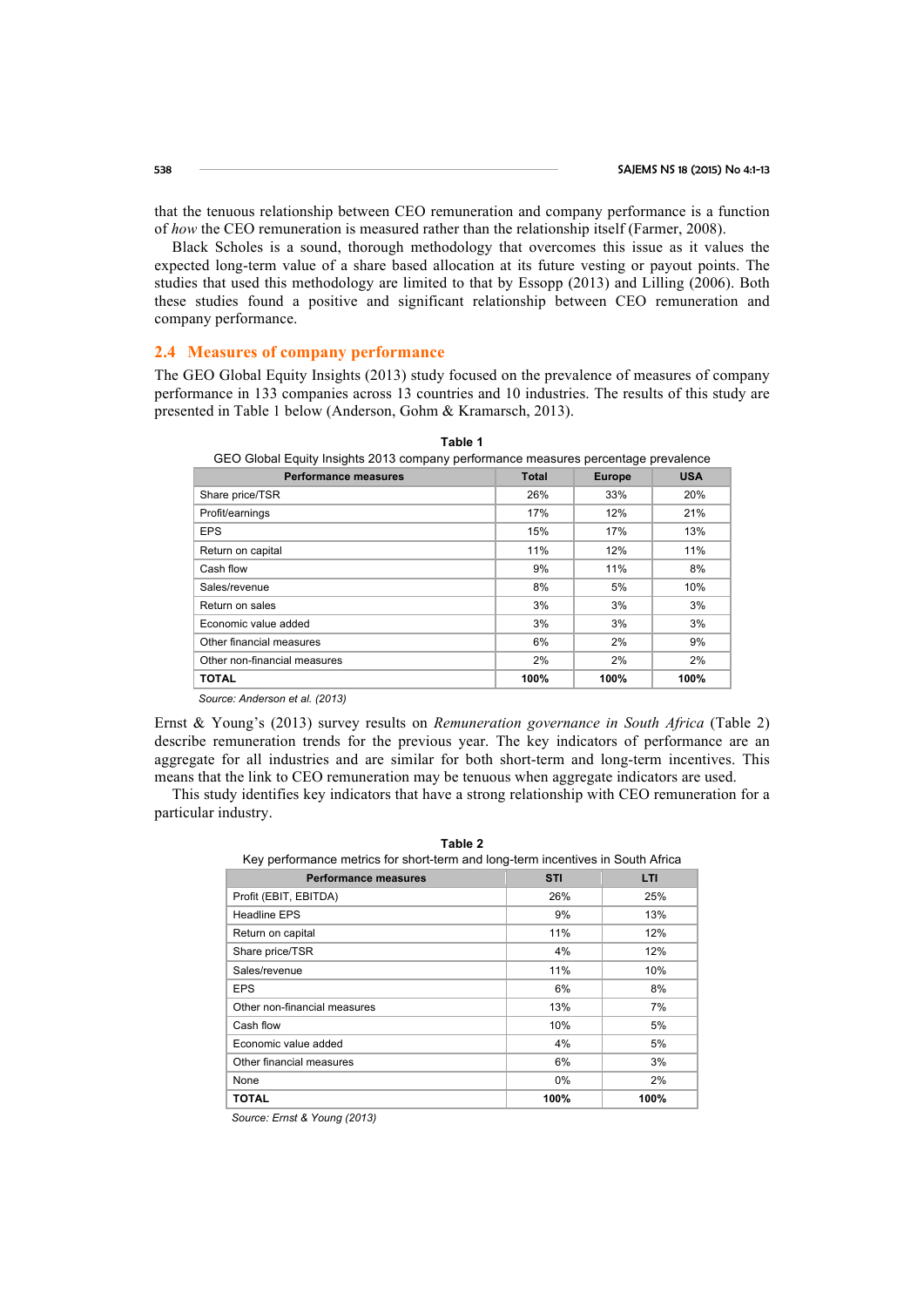that the tenuous relationship between CEO remuneration and company performance is a function of *how* the CEO remuneration is measured rather than the relationship itself (Farmer, 2008).

Black Scholes is a sound, thorough methodology that overcomes this issue as it values the expected long-term value of a share based allocation at its future vesting or payout points. The studies that used this methodology are limited to that by Essopp (2013) and Lilling (2006). Both these studies found a positive and significant relationship between CEO remuneration and company performance.

## 2.4 Measures of company performance

The GEO Global Equity Insights (2013) study focused on the prevalence of measures of company performance in 133 companies across 13 countries and 10 industries. The results of this study are presented in Table 1 below (Anderson, Gohm & Kramarsch, 2013).

**Table 1**

GEO Global Equity Insights 2013 company performance measures percentage prevalence

| Performance measures | Total | Europe | USA |
|---|---|---|---|
| Share price/TSR | 26% | 33% | 20% |
| Profit/earnings | 17% | 12% | 21% |
| EPS | 15% | 17% | 13% |
| Return on capital | 11% | 12% | 11% |
| Cash flow | 9% | 11% | 8% |
| Sales/revenue | 8% | 5% | 10% |
| Return on sales | 3% | 3% | 3% |
| Economic value added | 3% | 3% | 3% |
| Other financial measures | 6% | 2% | 9% |
| Other non-financial measures | 2% | 2% | 2% |
| **TOTAL** | **100%** | **100%** | **100%** |

*Source: Anderson et al. (2013)*

Ernst & Young's (2013) survey results on *Remuneration governance in South Africa* (Table 2) describe remuneration trends for the previous year. The key indicators of performance are an aggregate for all industries and are similar for both short-term and long-term incentives. This means that the link to CEO remuneration may be tenuous when aggregate indicators are used.

This study identifies key indicators that have a strong relationship with CEO remuneration for a particular industry.

**Table 2**

Key performance metrics for short-term and long-term incentives in South Africa

| Performance measures | STI | LTI |
|---|---|---|
| Profit (EBIT, EBITDA) | 26% | 25% |
| Headline EPS | 9% | 13% |
| Return on capital | 11% | 12% |
| Share price/TSR | 4% | 12% |
| Sales/revenue | 11% | 10% |
| EPS | 6% | 8% |
| Other non-financial measures | 13% | 7% |
| Cash flow | 10% | 5% |
| Economic value added | 4% | 5% |
| Other financial measures | 6% | 3% |
| None | 0% | 2% |
| **TOTAL** | **100%** | **100%** |

*Source: Ernst & Young (2013)*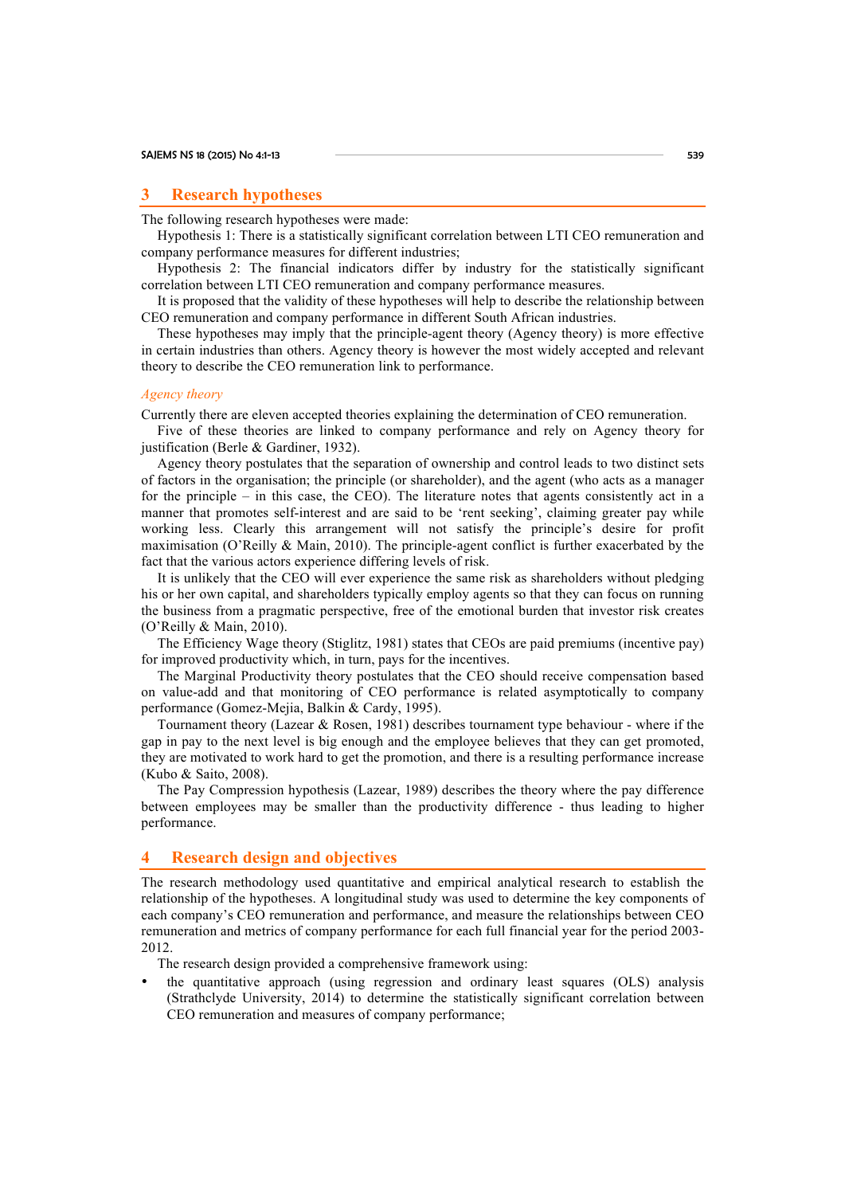## 3 Research hypotheses

The following research hypotheses were made:

Hypothesis 1: There is a statistically significant correlation between LTI CEO remuneration and company performance measures for different industries;

Hypothesis 2: The financial indicators differ by industry for the statistically significant correlation between LTI CEO remuneration and company performance measures.

It is proposed that the validity of these hypotheses will help to describe the relationship between CEO remuneration and company performance in different South African industries.

These hypotheses may imply that the principle-agent theory (Agency theory) is more effective in certain industries than others. Agency theory is however the most widely accepted and relevant theory to describe the CEO remuneration link to performance.

### *Agency theory*

Currently there are eleven accepted theories explaining the determination of CEO remuneration.

Five of these theories are linked to company performance and rely on Agency theory for justification (Berle & Gardiner, 1932).

Agency theory postulates that the separation of ownership and control leads to two distinct sets of factors in the organisation; the principle (or shareholder), and the agent (who acts as a manager for the principle – in this case, the CEO). The literature notes that agents consistently act in a manner that promotes self-interest and are said to be 'rent seeking', claiming greater pay while working less. Clearly this arrangement will not satisfy the principle's desire for profit maximisation (O'Reilly & Main, 2010). The principle-agent conflict is further exacerbated by the fact that the various actors experience differing levels of risk.

It is unlikely that the CEO will ever experience the same risk as shareholders without pledging his or her own capital, and shareholders typically employ agents so that they can focus on running the business from a pragmatic perspective, free of the emotional burden that investor risk creates (O'Reilly & Main, 2010).

The Efficiency Wage theory (Stiglitz, 1981) states that CEOs are paid premiums (incentive pay) for improved productivity which, in turn, pays for the incentives.

The Marginal Productivity theory postulates that the CEO should receive compensation based on value-add and that monitoring of CEO performance is related asymptotically to company performance (Gomez-Mejia, Balkin & Cardy, 1995).

Tournament theory (Lazear & Rosen, 1981) describes tournament type behaviour - where if the gap in pay to the next level is big enough and the employee believes that they can get promoted, they are motivated to work hard to get the promotion, and there is a resulting performance increase (Kubo & Saito, 2008).

The Pay Compression hypothesis (Lazear, 1989) describes the theory where the pay difference between employees may be smaller than the productivity difference - thus leading to higher performance.

## 4 Research design and objectives

The research methodology used quantitative and empirical analytical research to establish the relationship of the hypotheses. A longitudinal study was used to determine the key components of each company's CEO remuneration and performance, and measure the relationships between CEO remuneration and metrics of company performance for each full financial year for the period 2003-2012.

The research design provided a comprehensive framework using:

- the quantitative approach (using regression and ordinary least squares (OLS) analysis (Strathclyde University, 2014) to determine the statistically significant correlation between CEO remuneration and measures of company performance;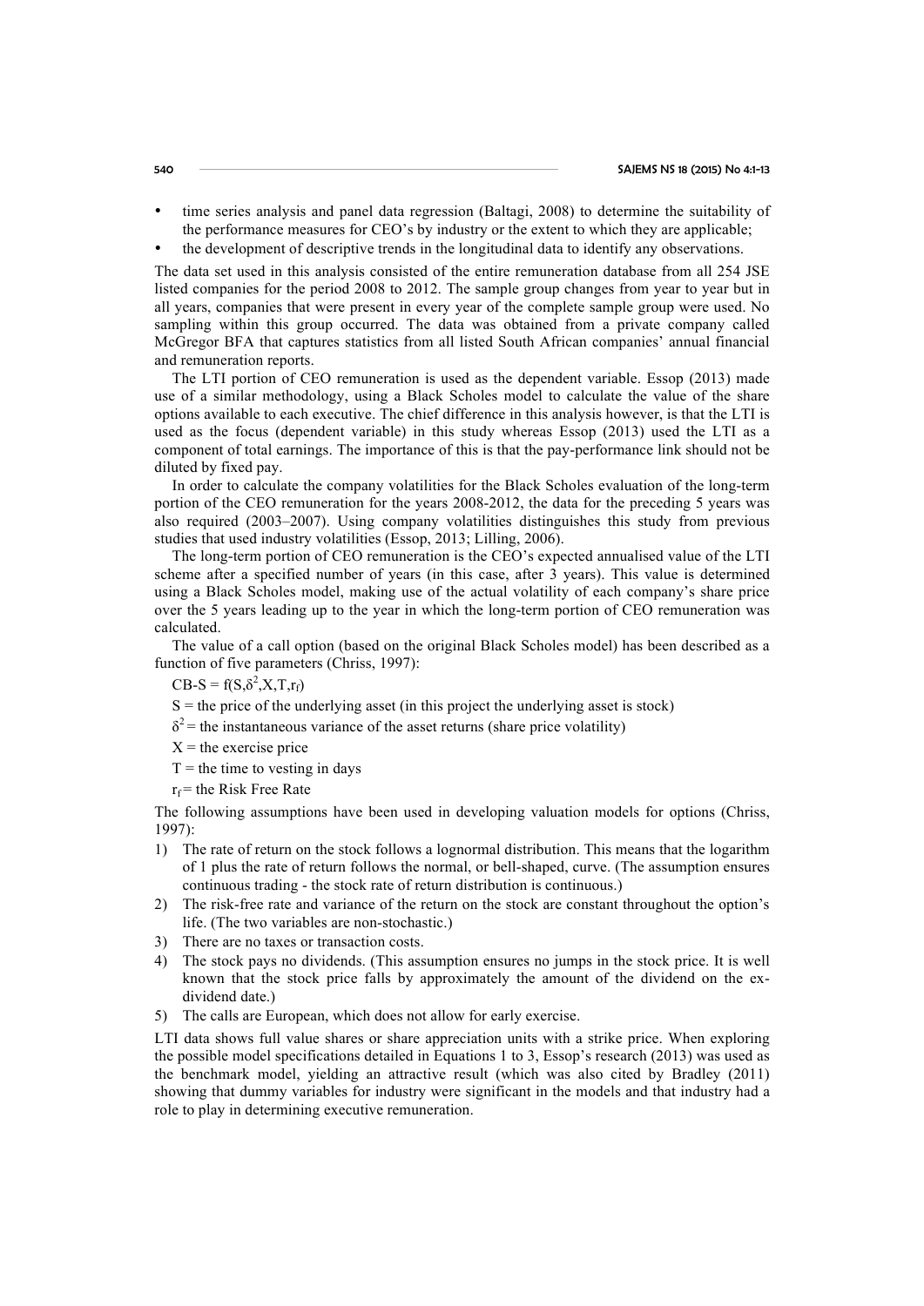- time series analysis and panel data regression (Baltagi, 2008) to determine the suitability of the performance measures for CEO's by industry or the extent to which they are applicable;
- the development of descriptive trends in the longitudinal data to identify any observations.

The data set used in this analysis consisted of the entire remuneration database from all 254 JSE listed companies for the period 2008 to 2012. The sample group changes from year to year but in all years, companies that were present in every year of the complete sample group were used. No sampling within this group occurred. The data was obtained from a private company called McGregor BFA that captures statistics from all listed South African companies' annual financial and remuneration reports.

The LTI portion of CEO remuneration is used as the dependent variable. Essop (2013) made use of a similar methodology, using a Black Scholes model to calculate the value of the share options available to each executive. The chief difference in this analysis however, is that the LTI is used as the focus (dependent variable) in this study whereas Essop (2013) used the LTI as a component of total earnings. The importance of this is that the pay-performance link should not be diluted by fixed pay.

In order to calculate the company volatilities for the Black Scholes evaluation of the long-term portion of the CEO remuneration for the years 2008-2012, the data for the preceding 5 years was also required (2003–2007). Using company volatilities distinguishes this study from previous studies that used industry volatilities (Essop, 2013; Lilling, 2006).

The long-term portion of CEO remuneration is the CEO's expected annualised value of the LTI scheme after a specified number of years (in this case, after 3 years). This value is determined using a Black Scholes model, making use of the actual volatility of each company's share price over the 5 years leading up to the year in which the long-term portion of CEO remuneration was calculated.

The value of a call option (based on the original Black Scholes model) has been described as a function of five parameters (Chriss, 1997):

$CB\text{-}S = f(S, \delta^2, X, T, r_f)$

$S$ = the price of the underlying asset (in this project the underlying asset is stock)

$\delta^2$ = the instantaneous variance of the asset returns (share price volatility)

$X$ = the exercise price

$T$ = the time to vesting in days

$r_f$ = the Risk Free Rate

The following assumptions have been used in developing valuation models for options (Chriss, 1997):

1) The rate of return on the stock follows a lognormal distribution. This means that the logarithm of 1 plus the rate of return follows the normal, or bell-shaped, curve. (The assumption ensures continuous trading - the stock rate of return distribution is continuous.)
2) The risk-free rate and variance of the return on the stock are constant throughout the option's life. (The two variables are non-stochastic.)
3) There are no taxes or transaction costs.
4) The stock pays no dividends. (This assumption ensures no jumps in the stock price. It is well known that the stock price falls by approximately the amount of the dividend on the ex-dividend date.)
5) The calls are European, which does not allow for early exercise.

LTI data shows full value shares or share appreciation units with a strike price. When exploring the possible model specifications detailed in Equations 1 to 3, Essop's research (2013) was used as the benchmark model, yielding an attractive result (which was also cited by Bradley (2011) showing that dummy variables for industry were significant in the models and that industry had a role to play in determining executive remuneration.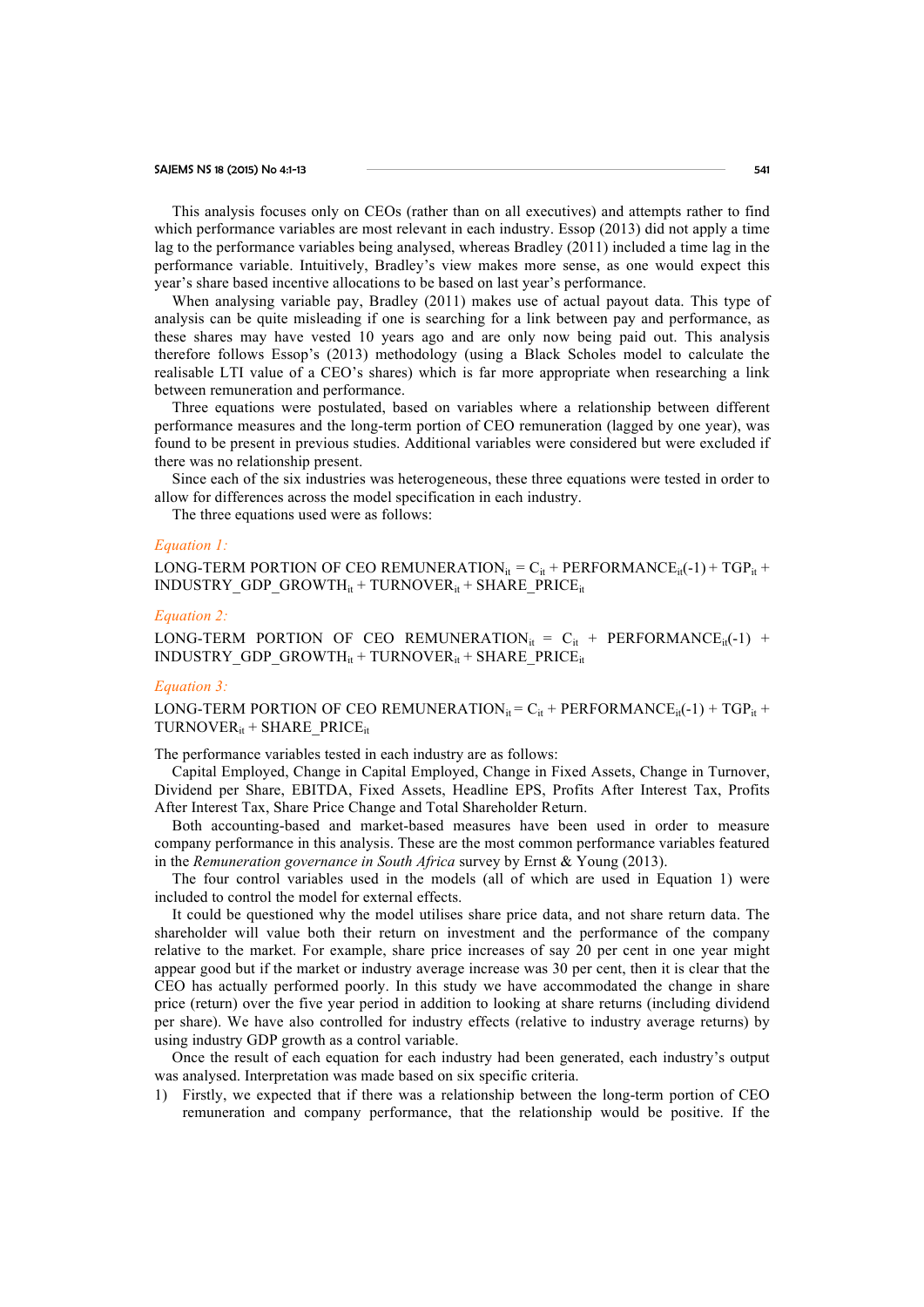This analysis focuses only on CEOs (rather than on all executives) and attempts rather to find which performance variables are most relevant in each industry. Essop (2013) did not apply a time lag to the performance variables being analysed, whereas Bradley (2011) included a time lag in the performance variable. Intuitively, Bradley's view makes more sense, as one would expect this year's share based incentive allocations to be based on last year's performance.

When analysing variable pay, Bradley (2011) makes use of actual payout data. This type of analysis can be quite misleading if one is searching for a link between pay and performance, as these shares may have vested 10 years ago and are only now being paid out. This analysis therefore follows Essop's (2013) methodology (using a Black Scholes model to calculate the realisable LTI value of a CEO's shares) which is far more appropriate when researching a link between remuneration and performance.

Three equations were postulated, based on variables where a relationship between different performance measures and the long-term portion of CEO remuneration (lagged by one year), was found to be present in previous studies. Additional variables were considered but were excluded if there was no relationship present.

Since each of the six industries was heterogeneous, these three equations were tested in order to allow for differences across the model specification in each industry.

The three equations used were as follows:

*Equation 1:*

$$\text{LONG-TERM PORTION OF CEO REMUNERATION}_{it} = C_{it} + \text{PERFORMANCE}_{it}(-1) + \text{TGP}_{it} + \text{INDUSTRY\_GDP\_GROWTH}_{it} + \text{TURNOVER}_{it} + \text{SHARE\_PRICE}_{it}$$

*Equation 2:*

$$\text{LONG-TERM PORTION OF CEO REMUNERATION}_{it} = C_{it} + \text{PERFORMANCE}_{it}(-1) + \text{INDUSTRY\_GDP\_GROWTH}_{it} + \text{TURNOVER}_{it} + \text{SHARE\_PRICE}_{it}$$

*Equation 3:*

$$\text{LONG-TERM PORTION OF CEO REMUNERATION}_{it} = C_{it} + \text{PERFORMANCE}_{it}(-1) + \text{TGP}_{it} + \text{TURNOVER}_{it} + \text{SHARE\_PRICE}_{it}$$

The performance variables tested in each industry are as follows:

Capital Employed, Change in Capital Employed, Change in Fixed Assets, Change in Turnover, Dividend per Share, EBITDA, Fixed Assets, Headline EPS, Profits After Interest Tax, Profits After Interest Tax, Share Price Change and Total Shareholder Return.

Both accounting-based and market-based measures have been used in order to measure company performance in this analysis. These are the most common performance variables featured in the *Remuneration governance in South Africa* survey by Ernst & Young (2013).

The four control variables used in the models (all of which are used in Equation 1) were included to control the model for external effects.

It could be questioned why the model utilises share price data, and not share return data. The shareholder will value both their return on investment and the performance of the company relative to the market. For example, share price increases of say 20 per cent in one year might appear good but if the market or industry average increase was 30 per cent, then it is clear that the CEO has actually performed poorly. In this study we have accommodated the change in share price (return) over the five year period in addition to looking at share returns (including dividend per share). We have also controlled for industry effects (relative to industry average returns) by using industry GDP growth as a control variable.

Once the result of each equation for each industry had been generated, each industry's output was analysed. Interpretation was made based on six specific criteria.

1) Firstly, we expected that if there was a relationship between the long-term portion of CEO remuneration and company performance, that the relationship would be positive. If the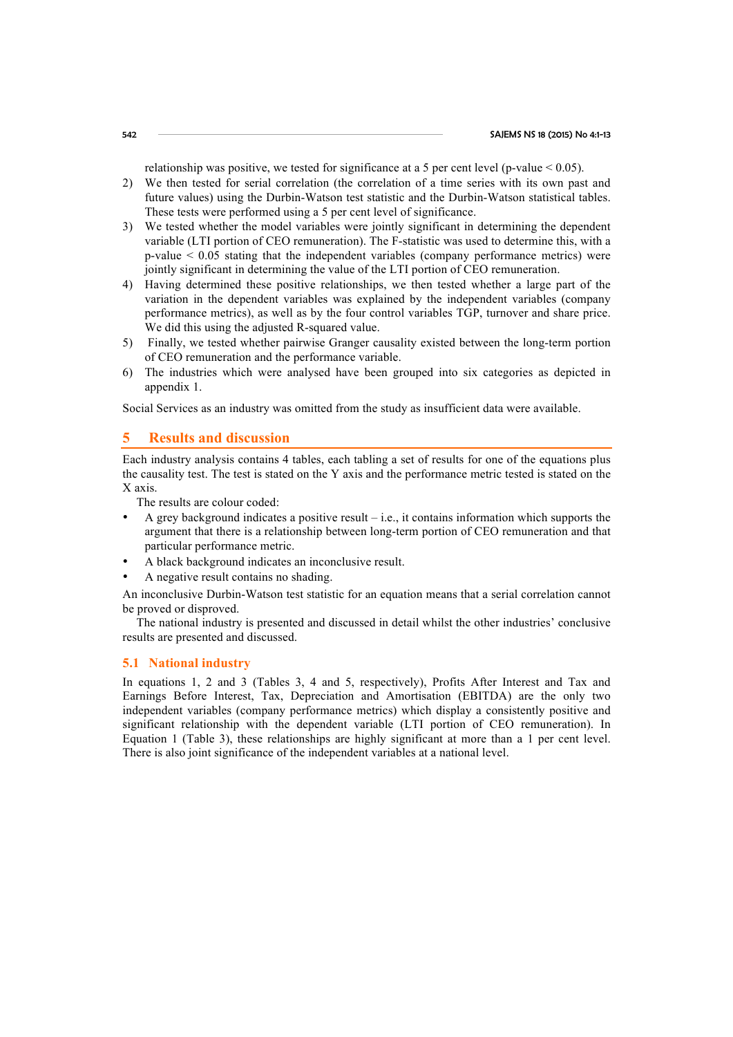relationship was positive, we tested for significance at a 5 per cent level (p-value < 0.05).

2) We then tested for serial correlation (the correlation of a time series with its own past and future values) using the Durbin-Watson test statistic and the Durbin-Watson statistical tables. These tests were performed using a 5 per cent level of significance.
3) We tested whether the model variables were jointly significant in determining the dependent variable (LTI portion of CEO remuneration). The F-statistic was used to determine this, with a p-value < 0.05 stating that the independent variables (company performance metrics) were jointly significant in determining the value of the LTI portion of CEO remuneration.
4) Having determined these positive relationships, we then tested whether a large part of the variation in the dependent variables was explained by the independent variables (company performance metrics), as well as by the four control variables TGP, turnover and share price. We did this using the adjusted R-squared value.
5) Finally, we tested whether pairwise Granger causality existed between the long-term portion of CEO remuneration and the performance variable.
6) The industries which were analysed have been grouped into six categories as depicted in appendix 1.

Social Services as an industry was omitted from the study as insufficient data were available.

## 5 Results and discussion

Each industry analysis contains 4 tables, each tabling a set of results for one of the equations plus the causality test. The test is stated on the Y axis and the performance metric tested is stated on the X axis.

The results are colour coded:

- A grey background indicates a positive result – i.e., it contains information which supports the argument that there is a relationship between long-term portion of CEO remuneration and that particular performance metric.
- A black background indicates an inconclusive result.
- A negative result contains no shading.

An inconclusive Durbin-Watson test statistic for an equation means that a serial correlation cannot be proved or disproved.

The national industry is presented and discussed in detail whilst the other industries' conclusive results are presented and discussed.

### 5.1 National industry

In equations 1, 2 and 3 (Tables 3, 4 and 5, respectively), Profits After Interest and Tax and Earnings Before Interest, Tax, Depreciation and Amortisation (EBITDA) are the only two independent variables (company performance metrics) which display a consistently positive and significant relationship with the dependent variable (LTI portion of CEO remuneration). In Equation 1 (Table 3), these relationships are highly significant at more than a 1 per cent level. There is also joint significance of the independent variables at a national level.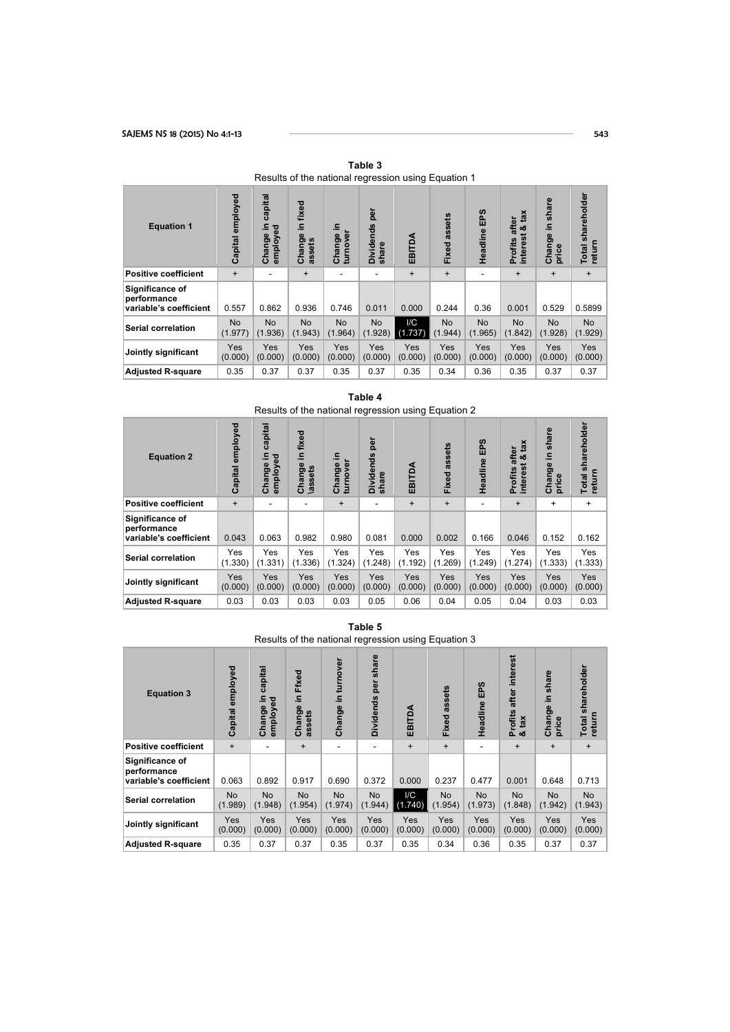**Table 3**
Results of the national regression using Equation 1

| Equation 1 | Capital employed | Change in capital employed | Change in fixed assets | Change in turnover | Dividends per share | EBITDA | Fixed assets | Headline EPS | Profits after interest & tax | Change in share price | Total shareholder return |
|---|---|---|---|---|---|---|---|---|---|---|---|
| **Positive coefficient** | + | - | + | - | - | + | + | - | + | + | + |
| **Significance of performance variable's coefficient** | 0.557 | 0.862 | 0.936 | 0.746 | 0.011 | 0.000 | 0.244 | 0.36 | 0.001 | 0.529 | 0.5899 |
| **Serial correlation** | No (1.977) | No (1.936) | No (1.943) | No (1.964) | No (1.928) | I/C (1.737) | No (1.944) | No (1.965) | No (1.842) | No (1.928) | No (1.929) |
| **Jointly significant** | Yes (0.000) | Yes (0.000) | Yes (0.000) | Yes (0.000) | Yes (0.000) | Yes (0.000) | Yes (0.000) | Yes (0.000) | Yes (0.000) | Yes (0.000) | Yes (0.000) |
| **Adjusted R-square** | 0.35 | 0.37 | 0.37 | 0.35 | 0.37 | 0.35 | 0.34 | 0.36 | 0.35 | 0.37 | 0.37 |

**Table 4**
Results of the national regression using Equation 2

| Equation 2 | Capital employed | Change in capital employed | Change in fixed \assets | Change in turnover | Dividends per share | EBITDA | Fixed assets | Headline EPS | Profits after interest & tax | Change in share price | Total shareholder return |
|---|---|---|---|---|---|---|---|---|---|---|---|
| **Positive coefficient** | + | - | - | + | - | + | + | - | + | + | + |
| **Significance of performance variable's coefficient** | 0.043 | 0.063 | 0.982 | 0.980 | 0.081 | 0.000 | 0.002 | 0.166 | 0.046 | 0.152 | 0.162 |
| **Serial correlation** | Yes (1.330) | Yes (1.331) | Yes (1.336) | Yes (1.324) | Yes (1.248) | Yes (1.192) | Yes (1.269) | Yes (1.249) | Yes (1.274) | Yes (1.333) | Yes (1.333) |
| **Jointly significant** | Yes (0.000) | Yes (0.000) | Yes (0.000) | Yes (0.000) | Yes (0.000) | Yes (0.000) | Yes (0.000) | Yes (0.000) | Yes (0.000) | Yes (0.000) | Yes (0.000) |
| **Adjusted R-square** | 0.03 | 0.03 | 0.03 | 0.03 | 0.05 | 0.06 | 0.04 | 0.05 | 0.04 | 0.03 | 0.03 |

**Table 5**
Results of the national regression using Equation 3

| Equation 3 | Capital employed | Change in capital employed | Change in Ffxed assets | Change in turnover | Dividends per share | EBITDA | Fixed assets | Headline EPS | Profits after interest & tax | Change in share price | Total shareholder return |
|---|---|---|---|---|---|---|---|---|---|---|---|
| **Positive coefficient** | + | - | + | - | - | + | + | - | + | + | + |
| **Significance of performance variable's coefficient** | 0.063 | 0.892 | 0.917 | 0.690 | 0.372 | 0.000 | 0.237 | 0.477 | 0.001 | 0.648 | 0.713 |
| **Serial correlation** | No (1.989) | No (1.948) | No (1.954) | No (1.974) | No (1.944) | I/C (1.740) | No (1.954) | No (1.973) | No (1.848) | No (1.942) | No (1.943) |
| **Jointly significant** | Yes (0.000) | Yes (0.000) | Yes (0.000) | Yes (0.000) | Yes (0.000) | Yes (0.000) | Yes (0.000) | Yes (0.000) | Yes (0.000) | Yes (0.000) | Yes (0.000) |
| **Adjusted R-square** | 0.35 | 0.37 | 0.37 | 0.35 | 0.37 | 0.35 | 0.34 | 0.36 | 0.35 | 0.37 | 0.37 |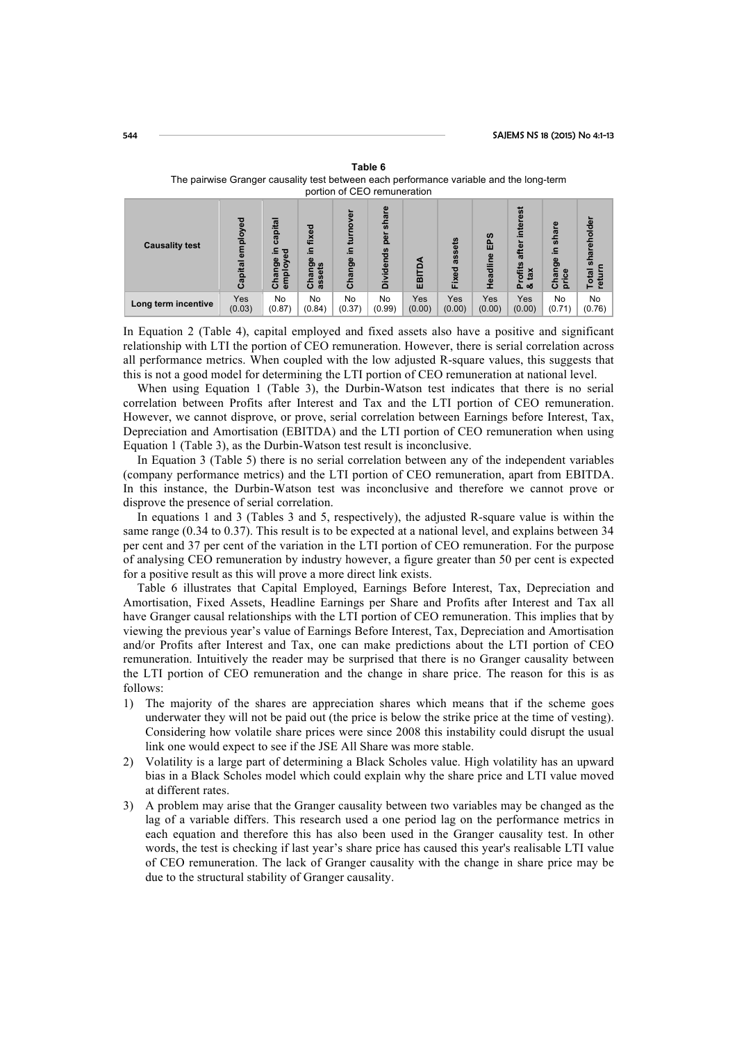**Table 6**
The pairwise Granger causality test between each performance variable and the long-term portion of CEO remuneration

| Causality test | Capital employed | Change in capital employed | Change in fixed assets | Change in turnover | Dividends per share | EBITDA | Fixed assets | Headline EPS | Profits after interest & tax | Change in share price | Total shareholder return |
|---|---|---|---|---|---|---|---|---|---|---|---|
| Long term incentive | Yes (0.03) | No (0.87) | No (0.84) | No (0.37) | No (0.99) | Yes (0.00) | Yes (0.00) | Yes (0.00) | Yes (0.00) | No (0.71) | No (0.76) |

In Equation 2 (Table 4), capital employed and fixed assets also have a positive and significant relationship with LTI the portion of CEO remuneration. However, there is serial correlation across all performance metrics. When coupled with the low adjusted R-square values, this suggests that this is not a good model for determining the LTI portion of CEO remuneration at national level.

When using Equation 1 (Table 3), the Durbin-Watson test indicates that there is no serial correlation between Profits after Interest and Tax and the LTI portion of CEO remuneration. However, we cannot disprove, or prove, serial correlation between Earnings before Interest, Tax, Depreciation and Amortisation (EBITDA) and the LTI portion of CEO remuneration when using Equation 1 (Table 3), as the Durbin-Watson test result is inconclusive.

In Equation 3 (Table 5) there is no serial correlation between any of the independent variables (company performance metrics) and the LTI portion of CEO remuneration, apart from EBITDA. In this instance, the Durbin-Watson test was inconclusive and therefore we cannot prove or disprove the presence of serial correlation.

In equations 1 and 3 (Tables 3 and 5, respectively), the adjusted R-square value is within the same range (0.34 to 0.37). This result is to be expected at a national level, and explains between 34 per cent and 37 per cent of the variation in the LTI portion of CEO remuneration. For the purpose of analysing CEO remuneration by industry however, a figure greater than 50 per cent is expected for a positive result as this will prove a more direct link exists.

Table 6 illustrates that Capital Employed, Earnings Before Interest, Tax, Depreciation and Amortisation, Fixed Assets, Headline Earnings per Share and Profits after Interest and Tax all have Granger causal relationships with the LTI portion of CEO remuneration. This implies that by viewing the previous year's value of Earnings Before Interest, Tax, Depreciation and Amortisation and/or Profits after Interest and Tax, one can make predictions about the LTI portion of CEO remuneration. Intuitively the reader may be surprised that there is no Granger causality between the LTI portion of CEO remuneration and the change in share price. The reason for this is as follows:

1) The majority of the shares are appreciation shares which means that if the scheme goes underwater they will not be paid out (the price is below the strike price at the time of vesting). Considering how volatile share prices were since 2008 this instability could disrupt the usual link one would expect to see if the JSE All Share was more stable.
2) Volatility is a large part of determining a Black Scholes value. High volatility has an upward bias in a Black Scholes model which could explain why the share price and LTI value moved at different rates.
3) A problem may arise that the Granger causality between two variables may be changed as the lag of a variable differs. This research used a one period lag on the performance metrics in each equation and therefore this has also been used in the Granger causality test. In other words, the test is checking if last year's share price has caused this year's realisable LTI value of CEO remuneration. The lack of Granger causality with the change in share price may be due to the structural stability of Granger causality.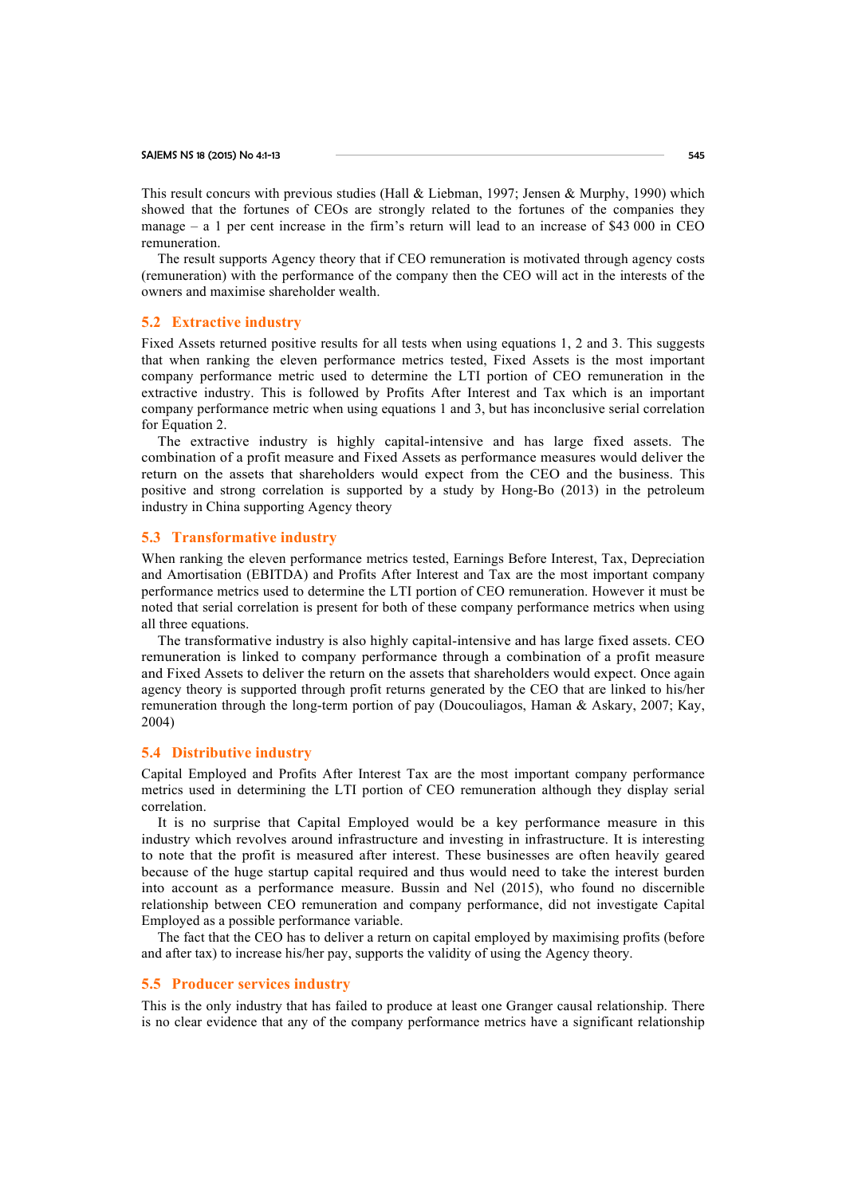This result concurs with previous studies (Hall & Liebman, 1997; Jensen & Murphy, 1990) which showed that the fortunes of CEOs are strongly related to the fortunes of the companies they manage – a 1 per cent increase in the firm's return will lead to an increase of $43 000 in CEO remuneration.

The result supports Agency theory that if CEO remuneration is motivated through agency costs (remuneration) with the performance of the company then the CEO will act in the interests of the owners and maximise shareholder wealth.

## 5.2 Extractive industry

Fixed Assets returned positive results for all tests when using equations 1, 2 and 3. This suggests that when ranking the eleven performance metrics tested, Fixed Assets is the most important company performance metric used to determine the LTI portion of CEO remuneration in the extractive industry. This is followed by Profits After Interest and Tax which is an important company performance metric when using equations 1 and 3, but has inconclusive serial correlation for Equation 2.

The extractive industry is highly capital-intensive and has large fixed assets. The combination of a profit measure and Fixed Assets as performance measures would deliver the return on the assets that shareholders would expect from the CEO and the business. This positive and strong correlation is supported by a study by Hong-Bo (2013) in the petroleum industry in China supporting Agency theory

## 5.3 Transformative industry

When ranking the eleven performance metrics tested, Earnings Before Interest, Tax, Depreciation and Amortisation (EBITDA) and Profits After Interest and Tax are the most important company performance metrics used to determine the LTI portion of CEO remuneration. However it must be noted that serial correlation is present for both of these company performance metrics when using all three equations.

The transformative industry is also highly capital-intensive and has large fixed assets. CEO remuneration is linked to company performance through a combination of a profit measure and Fixed Assets to deliver the return on the assets that shareholders would expect. Once again agency theory is supported through profit returns generated by the CEO that are linked to his/her remuneration through the long-term portion of pay (Doucouliagos, Haman & Askary, 2007; Kay, 2004)

## 5.4 Distributive industry

Capital Employed and Profits After Interest Tax are the most important company performance metrics used in determining the LTI portion of CEO remuneration although they display serial correlation.

It is no surprise that Capital Employed would be a key performance measure in this industry which revolves around infrastructure and investing in infrastructure. It is interesting to note that the profit is measured after interest. These businesses are often heavily geared because of the huge startup capital required and thus would need to take the interest burden into account as a performance measure. Bussin and Nel (2015), who found no discernible relationship between CEO remuneration and company performance, did not investigate Capital Employed as a possible performance variable.

The fact that the CEO has to deliver a return on capital employed by maximising profits (before and after tax) to increase his/her pay, supports the validity of using the Agency theory.

## 5.5 Producer services industry

This is the only industry that has failed to produce at least one Granger causal relationship. There is no clear evidence that any of the company performance metrics have a significant relationship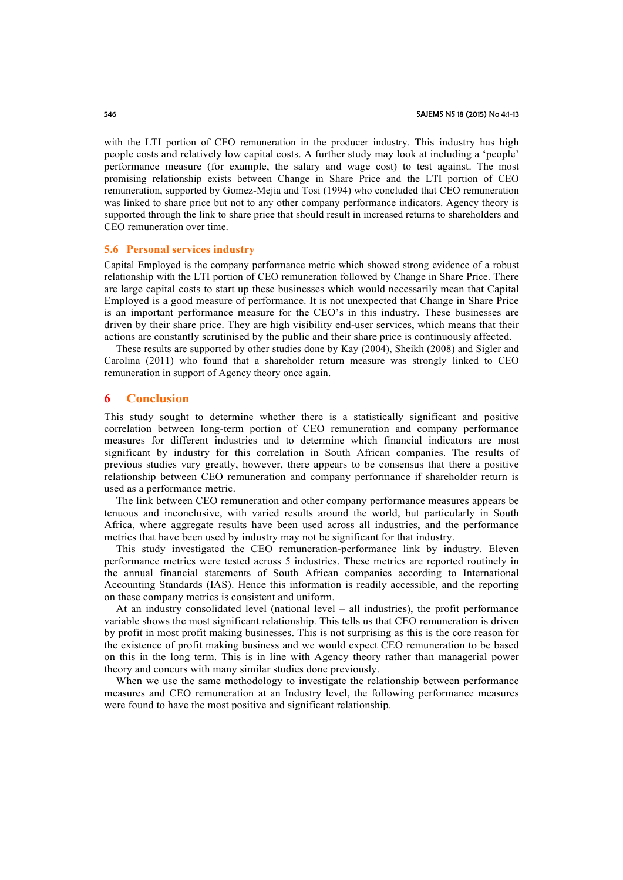with the LTI portion of CEO remuneration in the producer industry. This industry has high people costs and relatively low capital costs. A further study may look at including a 'people' performance measure (for example, the salary and wage cost) to test against. The most promising relationship exists between Change in Share Price and the LTI portion of CEO remuneration, supported by Gomez-Mejia and Tosi (1994) who concluded that CEO remuneration was linked to share price but not to any other company performance indicators. Agency theory is supported through the link to share price that should result in increased returns to shareholders and CEO remuneration over time.

### 5.6 Personal services industry

Capital Employed is the company performance metric which showed strong evidence of a robust relationship with the LTI portion of CEO remuneration followed by Change in Share Price. There are large capital costs to start up these businesses which would necessarily mean that Capital Employed is a good measure of performance. It is not unexpected that Change in Share Price is an important performance measure for the CEO's in this industry. These businesses are driven by their share price. They are high visibility end-user services, which means that their actions are constantly scrutinised by the public and their share price is continuously affected.

These results are supported by other studies done by Kay (2004), Sheikh (2008) and Sigler and Carolina (2011) who found that a shareholder return measure was strongly linked to CEO remuneration in support of Agency theory once again.

## 6 Conclusion

This study sought to determine whether there is a statistically significant and positive correlation between long-term portion of CEO remuneration and company performance measures for different industries and to determine which financial indicators are most significant by industry for this correlation in South African companies. The results of previous studies vary greatly, however, there appears to be consensus that there a positive relationship between CEO remuneration and company performance if shareholder return is used as a performance metric.

The link between CEO remuneration and other company performance measures appears be tenuous and inconclusive, with varied results around the world, but particularly in South Africa, where aggregate results have been used across all industries, and the performance metrics that have been used by industry may not be significant for that industry.

This study investigated the CEO remuneration-performance link by industry. Eleven performance metrics were tested across 5 industries. These metrics are reported routinely in the annual financial statements of South African companies according to International Accounting Standards (IAS). Hence this information is readily accessible, and the reporting on these company metrics is consistent and uniform.

At an industry consolidated level (national level – all industries), the profit performance variable shows the most significant relationship. This tells us that CEO remuneration is driven by profit in most profit making businesses. This is not surprising as this is the core reason for the existence of profit making business and we would expect CEO remuneration to be based on this in the long term. This is in line with Agency theory rather than managerial power theory and concurs with many similar studies done previously.

When we use the same methodology to investigate the relationship between performance measures and CEO remuneration at an Industry level, the following performance measures were found to have the most positive and significant relationship.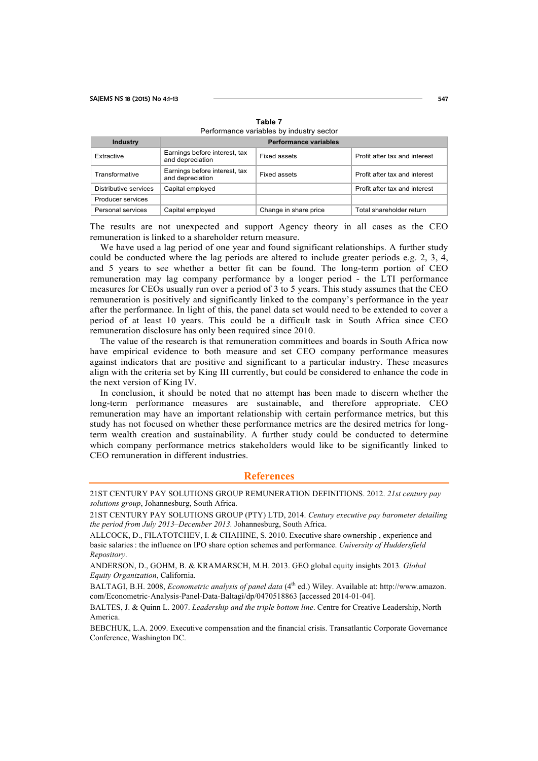**Table 7**
Performance variables by industry sector

| Industry | Performance variables | | |
|---|---|---|---|
| Extractive | Earnings before interest, tax and depreciation | Fixed assets | Profit after tax and interest |
| Transformative | Earnings before interest, tax and depreciation | Fixed assets | Profit after tax and interest |
| Distributive services | Capital employed | | Profit after tax and interest |
| Producer services | | | |
| Personal services | Capital employed | Change in share price | Total shareholder return |

The results are not unexpected and support Agency theory in all cases as the CEO remuneration is linked to a shareholder return measure.

We have used a lag period of one year and found significant relationships. A further study could be conducted where the lag periods are altered to include greater periods e.g. 2, 3, 4, and 5 years to see whether a better fit can be found. The long-term portion of CEO remuneration may lag company performance by a longer period - the LTI performance measures for CEOs usually run over a period of 3 to 5 years. This study assumes that the CEO remuneration is positively and significantly linked to the company's performance in the year after the performance. In light of this, the panel data set would need to be extended to cover a period of at least 10 years. This could be a difficult task in South Africa since CEO remuneration disclosure has only been required since 2010.

The value of the research is that remuneration committees and boards in South Africa now have empirical evidence to both measure and set CEO company performance measures against indicators that are positive and significant to a particular industry. These measures align with the criteria set by King III currently, but could be considered to enhance the code in the next version of King IV.

In conclusion, it should be noted that no attempt has been made to discern whether the long-term performance measures are sustainable, and therefore appropriate. CEO remuneration may have an important relationship with certain performance metrics, but this study has not focused on whether these performance metrics are the desired metrics for long-term wealth creation and sustainability. A further study could be conducted to determine which company performance metrics stakeholders would like to be significantly linked to CEO remuneration in different industries.

## References

21ST CENTURY PAY SOLUTIONS GROUP REMUNERATION DEFINITIONS. 2012. *21st century pay solutions group*, Johannesburg, South Africa.

21ST CENTURY PAY SOLUTIONS GROUP (PTY) LTD, 2014. *Century executive pay barometer detailing the period from July 2013–December 2013.* Johannesburg, South Africa.

ALLCOCK, D., FILATOTCHEV, I. & CHAHINE, S. 2010. Executive share ownership , experience and basic salaries : the influence on IPO share option schemes and performance. *University of Huddersfield Repository*.

ANDERSON, D., GOHM, B. & KRAMARSCH, M.H. 2013. GEO global equity insights 2013*. Global Equity Organization*, California.

BALTAGI, B.H. 2008, *Econometric analysis of panel data* (4th ed.) Wiley. Available at: http://www.amazon.com/Econometric-Analysis-Panel-Data-Baltagi/dp/0470518863 [accessed 2014-01-04].

BALTES, J. & Quinn L. 2007. *Leadership and the triple bottom line*. Centre for Creative Leadership, North America.

BEBCHUK, L.A. 2009. Executive compensation and the financial crisis. Transatlantic Corporate Governance Conference, Washington DC.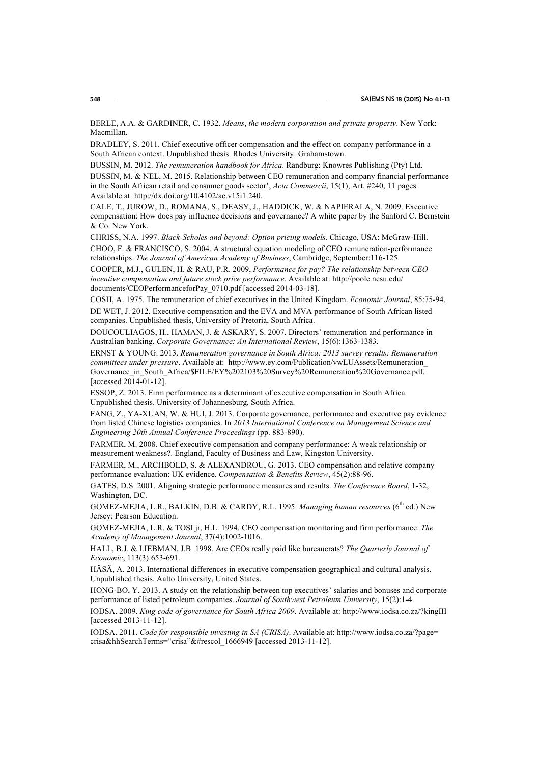BERLE, A.A. & GARDINER, C. 1932. *Means*, *the modern corporation and private property*. New York: Macmillan.

BRADLEY, S. 2011. Chief executive officer compensation and the effect on company performance in a South African context. Unpublished thesis. Rhodes University: Grahamstown.

BUSSIN, M. 2012. *The remuneration handbook for Africa*. Randburg: Knowres Publishing (Pty) Ltd.

BUSSIN, M. & NEL, M. 2015. Relationship between CEO remuneration and company financial performance in the South African retail and consumer goods sector', *Acta Commercii*, 15(1), Art. #240, 11 pages. Available at: http://dx.doi.org/10.4102/ac.v15i1.240.

CALE, T., JUROW, D., ROMANA, S., DEASY, J., HADDICK, W. & NAPIERALA, N. 2009. Executive compensation: How does pay influence decisions and governance? A white paper by the Sanford C. Bernstein & Co. New York.

CHRISS, N.A. 1997. *Black-Scholes and beyond: Option pricing models*. Chicago, USA: McGraw-Hill.

CHOO, F. & FRANCISCO, S. 2004. A structural equation modeling of CEO remuneration-performance relationships. *The Journal of American Academy of Business*, Cambridge, September:116-125.

COOPER, M.J., GULEN, H. & RAU, P.R. 2009, *Performance for pay? The relationship between CEO incentive compensation and future stock price performance*. Available at: http://poole.ncsu.edu/documents/CEOPerformanceforPay_0710.pdf [accessed 2014-03-18].

COSH, A. 1975. The remuneration of chief executives in the United Kingdom. *Economic Journal*, 85:75-94.

DE WET, J. 2012. Executive compensation and the EVA and MVA performance of South African listed companies. Unpublished thesis, University of Pretoria, South Africa.

DOUCOULIAGOS, H., HAMAN, J. & ASKARY, S. 2007. Directors' remuneration and performance in Australian banking. *Corporate Governance: An International Review*, 15(6):1363-1383.

ERNST & YOUNG. 2013. *Remuneration governance in South Africa: 2013 survey results: Remuneration committees under pressure*. Available at: http://www.ey.com/Publication/vwLUAssets/Remuneration_Governance_in_South_Africa/$FILE/EY%202103%20Survey%20Remuneration%20Governance.pdf. [accessed 2014-01-12].

ESSOP, Z. 2013. Firm performance as a determinant of executive compensation in South Africa. Unpublished thesis. University of Johannesburg, South Africa.

FANG, Z., YA-XUAN, W. & HUI, J. 2013. Corporate governance, performance and executive pay evidence from listed Chinese logistics companies. In *2013 International Conference on Management Science and Engineering 20th Annual Conference Proceedings* (pp. 883-890).

FARMER, M. 2008. Chief executive compensation and company performance: A weak relationship or measurement weakness?. England, Faculty of Business and Law, Kingston University.

FARMER, M., ARCHBOLD, S. & ALEXANDROU, G. 2013. CEO compensation and relative company performance evaluation: UK evidence. *Compensation & Benefits Review*, 45(2):88-96.

GATES, D.S. 2001. Aligning strategic performance measures and results. *The Conference Board*, 1-32, Washington, DC.

GOMEZ-MEJIA, L.R., BALKIN, D.B. & CARDY, R.L. 1995. *Managing human resources* (6th ed.) New Jersey: Pearson Education.

GOMEZ-MEJIA, L.R. & TOSI jr, H.L. 1994. CEO compensation monitoring and firm performance. *The Academy of Management Journal*, 37(4):1002-1016.

HALL, B.J. & LIEBMAN, J.B. 1998. Are CEOs really paid like bureaucrats? *The Quarterly Journal of Economic*, 113(3):653-691.

HÄSÄ, A. 2013. International differences in executive compensation geographical and cultural analysis. Unpublished thesis. Aalto University, United States.

HONG-BO, Y. 2013. A study on the relationship between top executives' salaries and bonuses and corporate performance of listed petroleum companies. *Journal of Southwest Petroleum University*, 15(2):1-4.

IODSA. 2009. *King code of governance for South Africa 2009*. Available at: http://www.iodsa.co.za/?kingIII [accessed 2013-11-12].

IODSA. 2011. *Code for responsible investing in SA (CRISA)*. Available at: http://www.iodsa.co.za/?page=crisa&hhSearchTerms="crisa"&#rescol_1666949 [accessed 2013-11-12].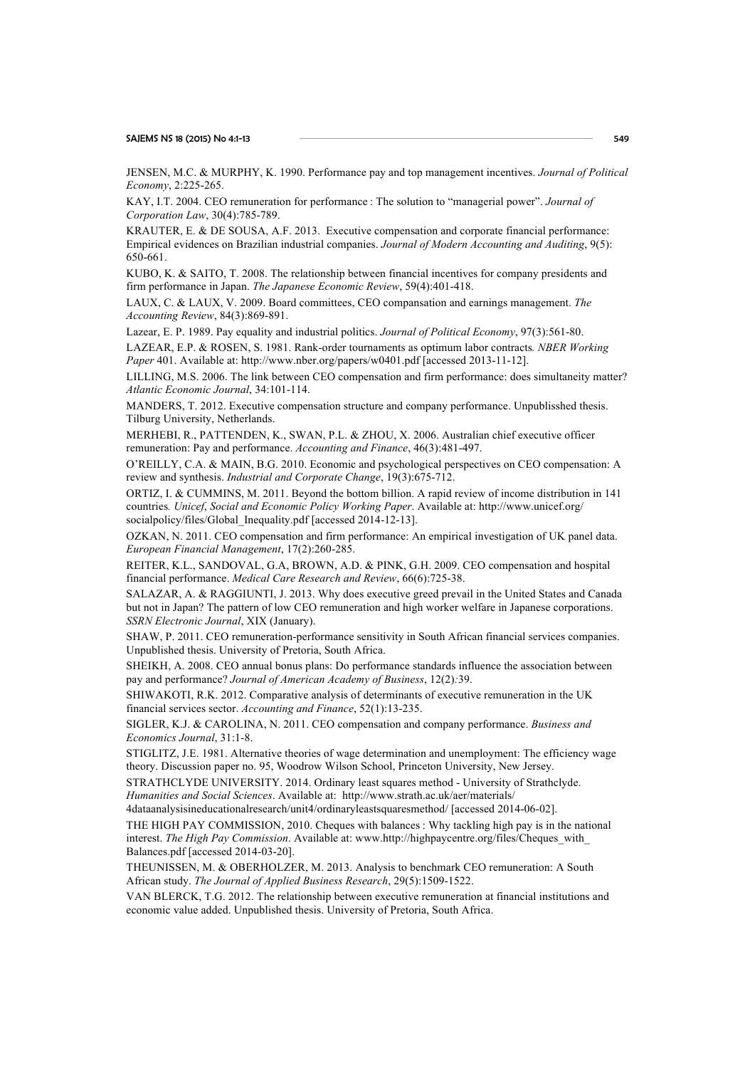JENSEN, M.C. & MURPHY, K. 1990. Performance pay and top management incentives. *Journal of Political Economy*, 2:225-265.

KAY, I.T. 2004. CEO remuneration for performance : The solution to "managerial power". *Journal of Corporation Law*, 30(4):785-789.

KRAUTER, E. & DE SOUSA, A.F. 2013. Executive compensation and corporate financial performance: Empirical evidences on Brazilian industrial companies. *Journal of Modern Accounting and Auditing*, 9(5): 650-661.

KUBO, K. & SAITO, T. 2008. The relationship between financial incentives for company presidents and firm performance in Japan. *The Japanese Economic Review*, 59(4):401-418.

LAUX, C. & LAUX, V. 2009. Board committees, CEO compansation and earnings management. *The Accounting Review*, 84(3):869-891.

Lazear, E. P. 1989. Pay equality and industrial politics. *Journal of Political Economy*, 97(3):561-80.

LAZEAR, E.P. & ROSEN, S. 1981. Rank-order tournaments as optimum labor contracts*. NBER Working Paper* 401. Available at: http://www.nber.org/papers/w0401.pdf [accessed 2013-11-12].

LILLING, M.S. 2006. The link between CEO compensation and firm performance: does simultaneity matter? *Atlantic Economic Journal*, 34:101-114.

MANDERS, T. 2012. Executive compensation structure and company performance. Unpublisshed thesis. Tilburg University, Netherlands.

MERHEBI, R., PATTENDEN, K., SWAN, P.L. & ZHOU, X. 2006. Australian chief executive officer remuneration: Pay and performance. *Accounting and Finance*, 46(3):481-497.

O'REILLY, C.A. & MAIN, B.G. 2010. Economic and psychological perspectives on CEO compensation: A review and synthesis. *Industrial and Corporate Change*, 19(3):675-712.

ORTIZ, I. & CUMMINS, M. 2011. Beyond the bottom billion. A rapid review of income distribution in 141 countries*. Unicef*, *Social and Economic Policy Working Paper*. Available at: http://www.unicef.org/socialpolicy/files/Global_Inequality.pdf [accessed 2014-12-13].

OZKAN, N. 2011. CEO compensation and firm performance: An empirical investigation of UK panel data. *European Financial Management*, 17(2):260-285.

REITER, K.L., SANDOVAL, G.A, BROWN, A.D. & PINK, G.H. 2009. CEO compensation and hospital financial performance. *Medical Care Research and Review*, 66(6):725-38.

SALAZAR, A. & RAGGIUNTI, J. 2013. Why does executive greed prevail in the United States and Canada but not in Japan? The pattern of low CEO remuneration and high worker welfare in Japanese corporations. *SSRN Electronic Journal*, XIX (January).

SHAW, P. 2011. CEO remuneration-performance sensitivity in South African financial services companies. Unpublished thesis. University of Pretoria, South Africa.

SHEIKH, A. 2008. CEO annual bonus plans: Do performance standards influence the association between pay and performance? *Journal of American Academy of Business*, 12(2):39.

SHIWAKOTI, R.K. 2012. Comparative analysis of determinants of executive remuneration in the UK financial services sector. *Accounting and Finance*, 52(1):13-235.

SIGLER, K.J. & CAROLINA, N. 2011. CEO compensation and company performance. *Business and Economics Journal*, 31:1-8.

STIGLITZ, J.E. 1981. Alternative theories of wage determination and unemployment: The efficiency wage theory. Discussion paper no. 95, Woodrow Wilson School, Princeton University, New Jersey.

STRATHCLYDE UNIVERSITY. 2014. Ordinary least squares method - University of Strathclyde. *Humanities and Social Sciences*. Available at: http://www.strath.ac.uk/aer/materials/4dataanalysisineducationalresearch/unit4/ordinaryleastsquaresmethod/ [accessed 2014-06-02].

THE HIGH PAY COMMISSION, 2010. Cheques with balances : Why tackling high pay is in the national interest. *The High Pay Commission*. Available at: www.http://highpaycentre.org/files/Cheques_with_Balances.pdf [accessed 2014-03-20].

THEUNISSEN, M. & OBERHOLZER, M. 2013. Analysis to benchmark CEO remuneration: A South African study. *The Journal of Applied Business Research*, 29(5):1509-1522.

VAN BLERCK, T.G. 2012. The relationship between executive remuneration at financial institutions and economic value added. Unpublished thesis. University of Pretoria, South Africa.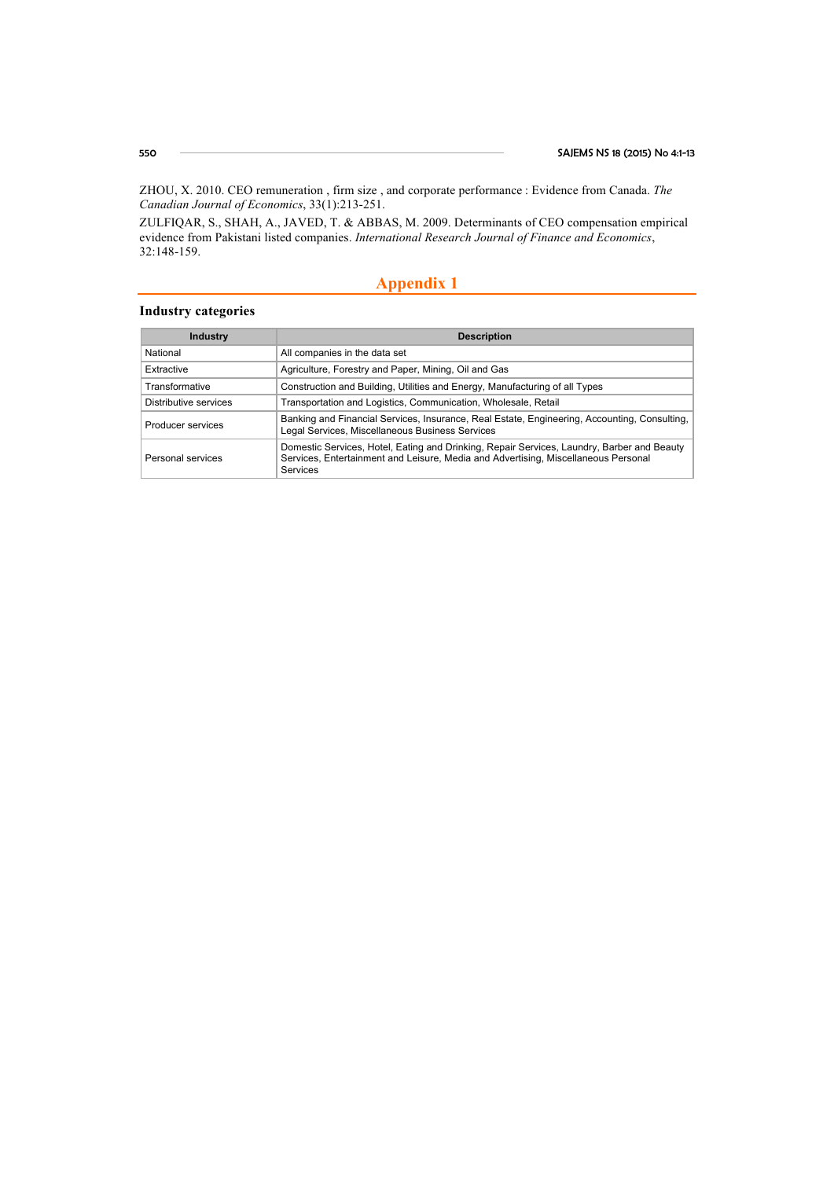ZHOU, X. 2010. CEO remuneration , firm size , and corporate performance : Evidence from Canada. *The Canadian Journal of Economics*, 33(1):213-251.

ZULFIQAR, S., SHAH, A., JAVED, T. & ABBAS, M. 2009. Determinants of CEO compensation empirical evidence from Pakistani listed companies. *International Research Journal of Finance and Economics*, 32:148-159.

# Appendix 1

### Industry categories

| Industry | Description |
|---|---|
| National | All companies in the data set |
| Extractive | Agriculture, Forestry and Paper, Mining, Oil and Gas |
| Transformative | Construction and Building, Utilities and Energy, Manufacturing of all Types |
| Distributive services | Transportation and Logistics, Communication, Wholesale, Retail |
| Producer services | Banking and Financial Services, Insurance, Real Estate, Engineering, Accounting, Consulting, Legal Services, Miscellaneous Business Services |
| Personal services | Domestic Services, Hotel, Eating and Drinking, Repair Services, Laundry, Barber and Beauty Services, Entertainment and Leisure, Media and Advertising, Miscellaneous Personal Services |